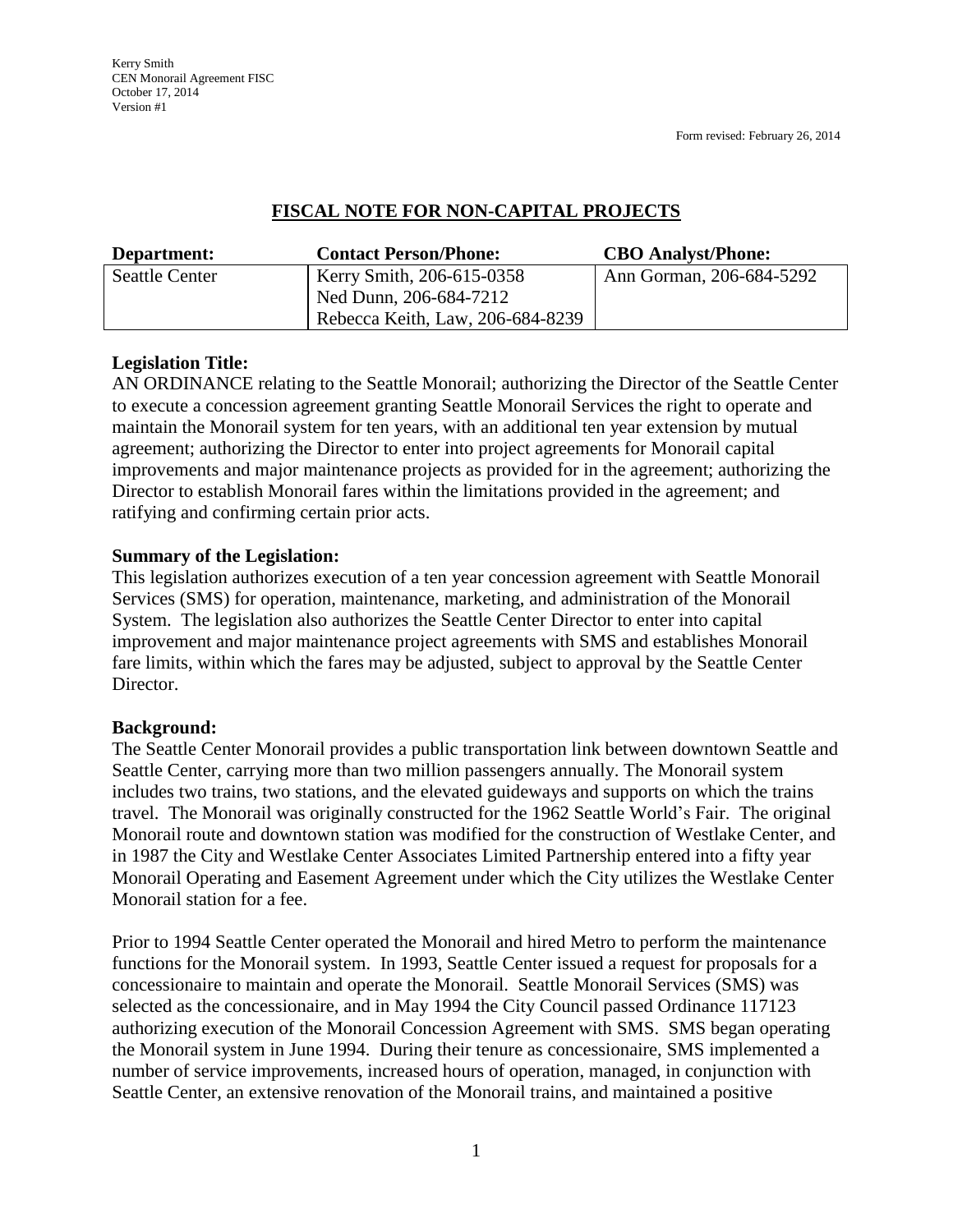Kerry Smith
CEN Monorail Agreement FISC
October 17, 2014
Version #1

Form revised: February 26, 2014

# FISCAL NOTE FOR NON-CAPITAL PROJECTS

| Department: | Contact Person/Phone: | CBO Analyst/Phone: |
|---|---|---|
| Seattle Center | Kerry Smith, 206-615-0358<br>Ned Dunn, 206-684-7212<br>Rebecca Keith, Law, 206-684-8239 | Ann Gorman, 206-684-5292 |

**Legislation Title:**

AN ORDINANCE relating to the Seattle Monorail; authorizing the Director of the Seattle Center to execute a concession agreement granting Seattle Monorail Services the right to operate and maintain the Monorail system for ten years, with an additional ten year extension by mutual agreement; authorizing the Director to enter into project agreements for Monorail capital improvements and major maintenance projects as provided for in the agreement; authorizing the Director to establish Monorail fares within the limitations provided in the agreement; and ratifying and confirming certain prior acts.

**Summary of the Legislation:**

This legislation authorizes execution of a ten year concession agreement with Seattle Monorail Services (SMS) for operation, maintenance, marketing, and administration of the Monorail System. The legislation also authorizes the Seattle Center Director to enter into capital improvement and major maintenance project agreements with SMS and establishes Monorail fare limits, within which the fares may be adjusted, subject to approval by the Seattle Center Director.

**Background:**

The Seattle Center Monorail provides a public transportation link between downtown Seattle and Seattle Center, carrying more than two million passengers annually. The Monorail system includes two trains, two stations, and the elevated guideways and supports on which the trains travel. The Monorail was originally constructed for the 1962 Seattle World's Fair. The original Monorail route and downtown station was modified for the construction of Westlake Center, and in 1987 the City and Westlake Center Associates Limited Partnership entered into a fifty year Monorail Operating and Easement Agreement under which the City utilizes the Westlake Center Monorail station for a fee.

Prior to 1994 Seattle Center operated the Monorail and hired Metro to perform the maintenance functions for the Monorail system. In 1993, Seattle Center issued a request for proposals for a concessionaire to maintain and operate the Monorail. Seattle Monorail Services (SMS) was selected as the concessionaire, and in May 1994 the City Council passed Ordinance 117123 authorizing execution of the Monorail Concession Agreement with SMS. SMS began operating the Monorail system in June 1994. During their tenure as concessionaire, SMS implemented a number of service improvements, increased hours of operation, managed, in conjunction with Seattle Center, an extensive renovation of the Monorail trains, and maintained a positive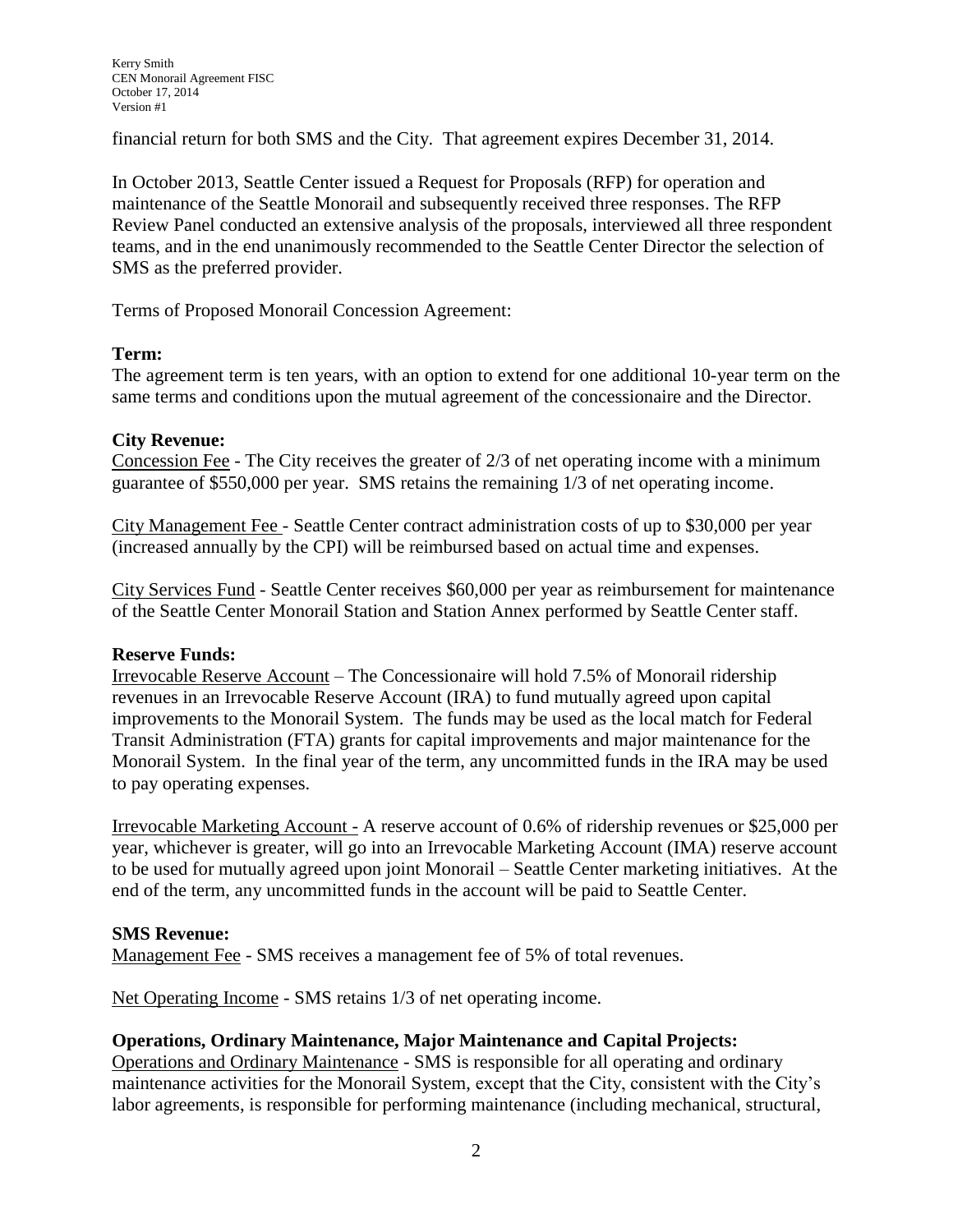financial return for both SMS and the City. That agreement expires December 31, 2014.

In October 2013, Seattle Center issued a Request for Proposals (RFP) for operation and maintenance of the Seattle Monorail and subsequently received three responses. The RFP Review Panel conducted an extensive analysis of the proposals, interviewed all three respondent teams, and in the end unanimously recommended to the Seattle Center Director the selection of SMS as the preferred provider.

Terms of Proposed Monorail Concession Agreement:

**Term:**
The agreement term is ten years, with an option to extend for one additional 10-year term on the same terms and conditions upon the mutual agreement of the concessionaire and the Director.

**City Revenue:**
Concession Fee - The City receives the greater of 2/3 of net operating income with a minimum guarantee of $550,000 per year. SMS retains the remaining 1/3 of net operating income.

City Management Fee - Seattle Center contract administration costs of up to $30,000 per year (increased annually by the CPI) will be reimbursed based on actual time and expenses.

City Services Fund - Seattle Center receives $60,000 per year as reimbursement for maintenance of the Seattle Center Monorail Station and Station Annex performed by Seattle Center staff.

**Reserve Funds:**
Irrevocable Reserve Account – The Concessionaire will hold 7.5% of Monorail ridership revenues in an Irrevocable Reserve Account (IRA) to fund mutually agreed upon capital improvements to the Monorail System. The funds may be used as the local match for Federal Transit Administration (FTA) grants for capital improvements and major maintenance for the Monorail System. In the final year of the term, any uncommitted funds in the IRA may be used to pay operating expenses.

Irrevocable Marketing Account - A reserve account of 0.6% of ridership revenues or $25,000 per year, whichever is greater, will go into an Irrevocable Marketing Account (IMA) reserve account to be used for mutually agreed upon joint Monorail – Seattle Center marketing initiatives. At the end of the term, any uncommitted funds in the account will be paid to Seattle Center.

**SMS Revenue:**
Management Fee - SMS receives a management fee of 5% of total revenues.

Net Operating Income - SMS retains 1/3 of net operating income.

**Operations, Ordinary Maintenance, Major Maintenance and Capital Projects:**
Operations and Ordinary Maintenance - SMS is responsible for all operating and ordinary maintenance activities for the Monorail System, except that the City, consistent with the City's labor agreements, is responsible for performing maintenance (including mechanical, structural,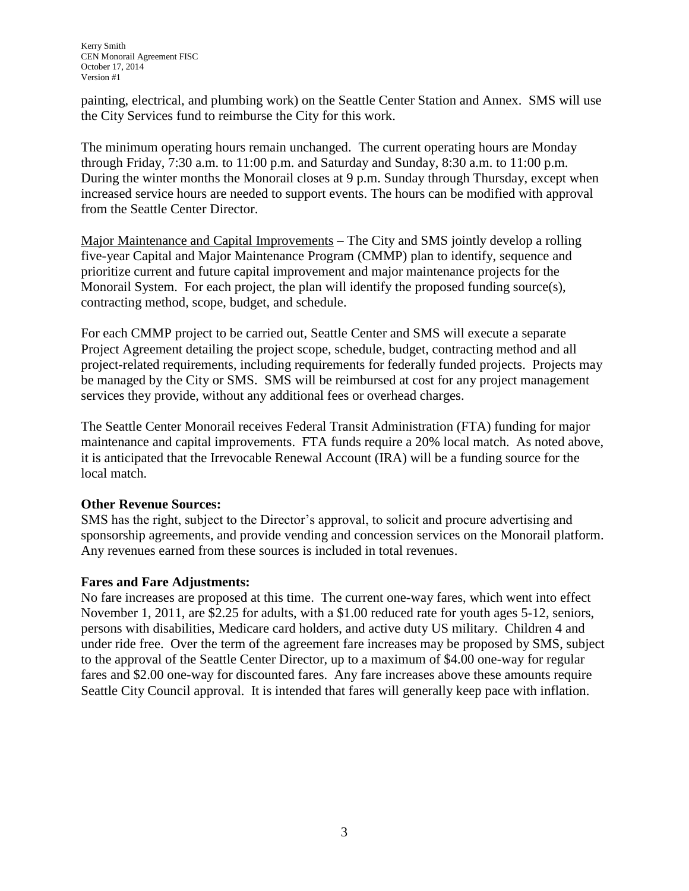painting, electrical, and plumbing work) on the Seattle Center Station and Annex. SMS will use the City Services fund to reimburse the City for this work.

The minimum operating hours remain unchanged. The current operating hours are Monday through Friday, 7:30 a.m. to 11:00 p.m. and Saturday and Sunday, 8:30 a.m. to 11:00 p.m. During the winter months the Monorail closes at 9 p.m. Sunday through Thursday, except when increased service hours are needed to support events. The hours can be modified with approval from the Seattle Center Director.

Major Maintenance and Capital Improvements – The City and SMS jointly develop a rolling five-year Capital and Major Maintenance Program (CMMP) plan to identify, sequence and prioritize current and future capital improvement and major maintenance projects for the Monorail System. For each project, the plan will identify the proposed funding source(s), contracting method, scope, budget, and schedule.

For each CMMP project to be carried out, Seattle Center and SMS will execute a separate Project Agreement detailing the project scope, schedule, budget, contracting method and all project-related requirements, including requirements for federally funded projects. Projects may be managed by the City or SMS. SMS will be reimbursed at cost for any project management services they provide, without any additional fees or overhead charges.

The Seattle Center Monorail receives Federal Transit Administration (FTA) funding for major maintenance and capital improvements. FTA funds require a 20% local match. As noted above, it is anticipated that the Irrevocable Renewal Account (IRA) will be a funding source for the local match.

**Other Revenue Sources:**
SMS has the right, subject to the Director's approval, to solicit and procure advertising and sponsorship agreements, and provide vending and concession services on the Monorail platform. Any revenues earned from these sources is included in total revenues.

**Fares and Fare Adjustments:**
No fare increases are proposed at this time. The current one-way fares, which went into effect November 1, 2011, are $2.25 for adults, with a $1.00 reduced rate for youth ages 5-12, seniors, persons with disabilities, Medicare card holders, and active duty US military. Children 4 and under ride free. Over the term of the agreement fare increases may be proposed by SMS, subject to the approval of the Seattle Center Director, up to a maximum of $4.00 one-way for regular fares and $2.00 one-way for discounted fares. Any fare increases above these amounts require Seattle City Council approval. It is intended that fares will generally keep pace with inflation.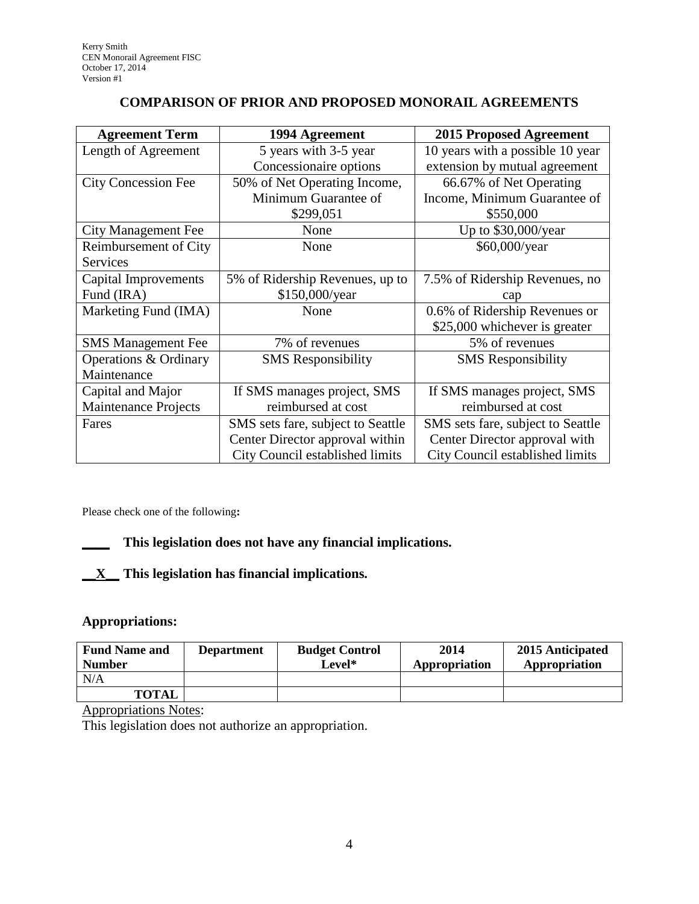## COMPARISON OF PRIOR AND PROPOSED MONORAIL AGREEMENTS

| Agreement Term | 1994 Agreement | 2015 Proposed Agreement |
|---|---|---|
| Length of Agreement | 5 years with 3-5 year Concessionaire options | 10 years with a possible 10 year extension by mutual agreement |
| City Concession Fee | 50% of Net Operating Income, Minimum Guarantee of $299,051 | 66.67% of Net Operating Income, Minimum Guarantee of $550,000 |
| City Management Fee | None | Up to $30,000/year |
| Reimbursement of City Services | None | $60,000/year |
| Capital Improvements Fund (IRA) | 5% of Ridership Revenues, up to $150,000/year | 7.5% of Ridership Revenues, no cap |
| Marketing Fund (IMA) | None | 0.6% of Ridership Revenues or $25,000 whichever is greater |
| SMS Management Fee | 7% of revenues | 5% of revenues |
| Operations & Ordinary Maintenance | SMS Responsibility | SMS Responsibility |
| Capital and Major Maintenance Projects | If SMS manages project, SMS reimbursed at cost | If SMS manages project, SMS reimbursed at cost |
| Fares | SMS sets fare, subject to Seattle Center Director approval within City Council established limits | SMS sets fare, subject to Seattle Center Director approval with City Council established limits |

Please check one of the following**:**

**____ This legislation does not have any financial implications.**

**__X__ This legislation has financial implications.**

**Appropriations:**

| Fund Name and Number | Department | Budget Control Level* | 2014 Appropriation | 2015 Anticipated Appropriation |
|---|---|---|---|---|
| N/A | | | | |
| **TOTAL** | | | | |

Appropriations Notes:
This legislation does not authorize an appropriation.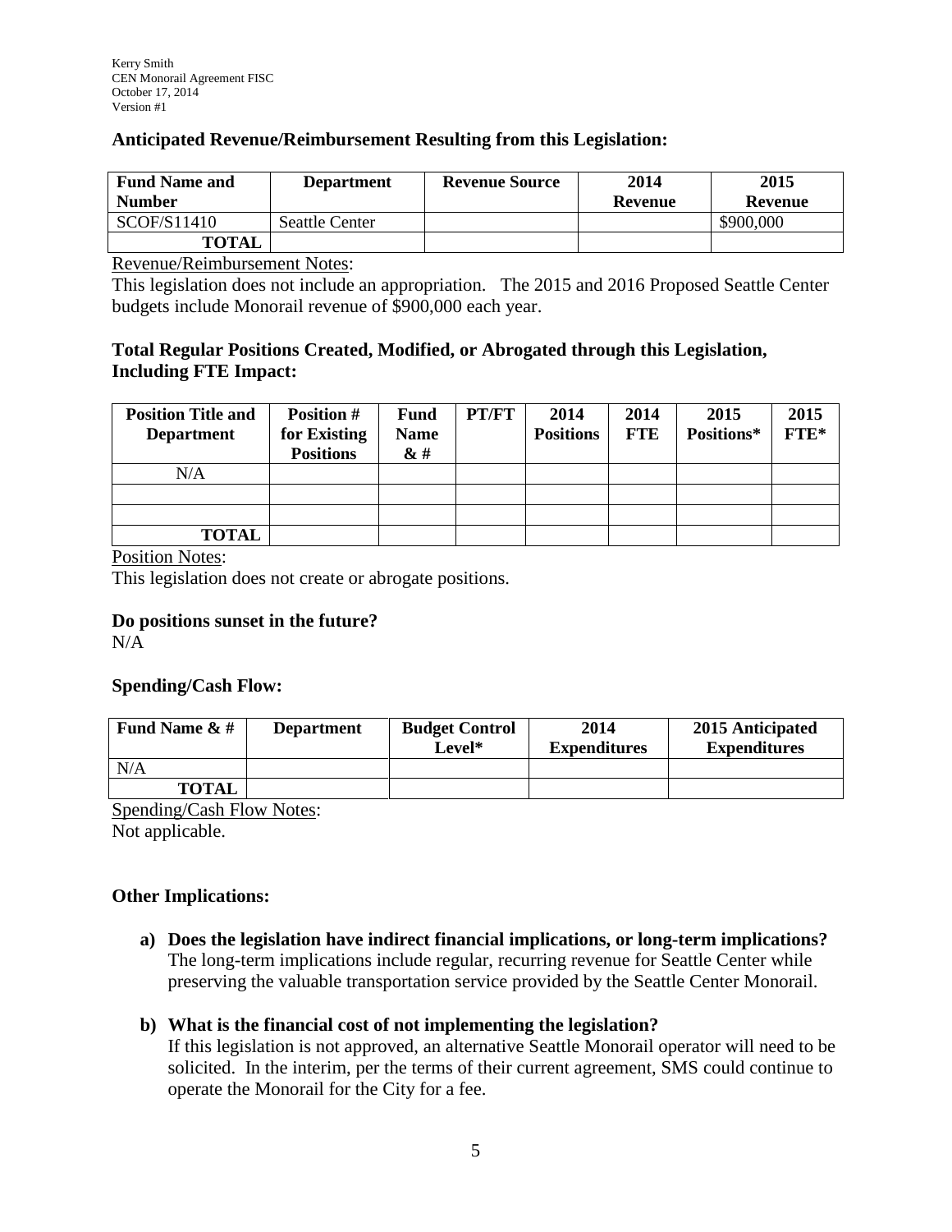### Anticipated Revenue/Reimbursement Resulting from this Legislation:

| Fund Name and Number | Department | Revenue Source | 2014 Revenue | 2015 Revenue |
|---|---|---|---|---|
| SCOF/S11410 | Seattle Center | | | $900,000 |
| TOTAL | | | | |

Revenue/Reimbursement Notes:
This legislation does not include an appropriation. The 2015 and 2016 Proposed Seattle Center budgets include Monorail revenue of $900,000 each year.

### Total Regular Positions Created, Modified, or Abrogated through this Legislation, Including FTE Impact:

| Position Title and Department | Position # for Existing Positions | Fund Name & # | PT/FT | 2014 Positions | 2014 FTE | 2015 Positions* | 2015 FTE* |
|---|---|---|---|---|---|---|---|
| N/A | | | | | | | |
| | | | | | | | |
| | | | | | | | |
| TOTAL | | | | | | | |

Position Notes:
This legislation does not create or abrogate positions.

### Do positions sunset in the future?
N/A

### Spending/Cash Flow:

| Fund Name & # | Department | Budget Control Level* | 2014 Expenditures | 2015 Anticipated Expenditures |
|---|---|---|---|---|
| N/A | | | | |
| TOTAL | | | | |

Spending/Cash Flow Notes:
Not applicable.

### Other Implications:

**a) Does the legislation have indirect financial implications, or long-term implications?**
The long-term implications include regular, recurring revenue for Seattle Center while preserving the valuable transportation service provided by the Seattle Center Monorail.

**b) What is the financial cost of not implementing the legislation?**
If this legislation is not approved, an alternative Seattle Monorail operator will need to be solicited. In the interim, per the terms of their current agreement, SMS could continue to operate the Monorail for the City for a fee.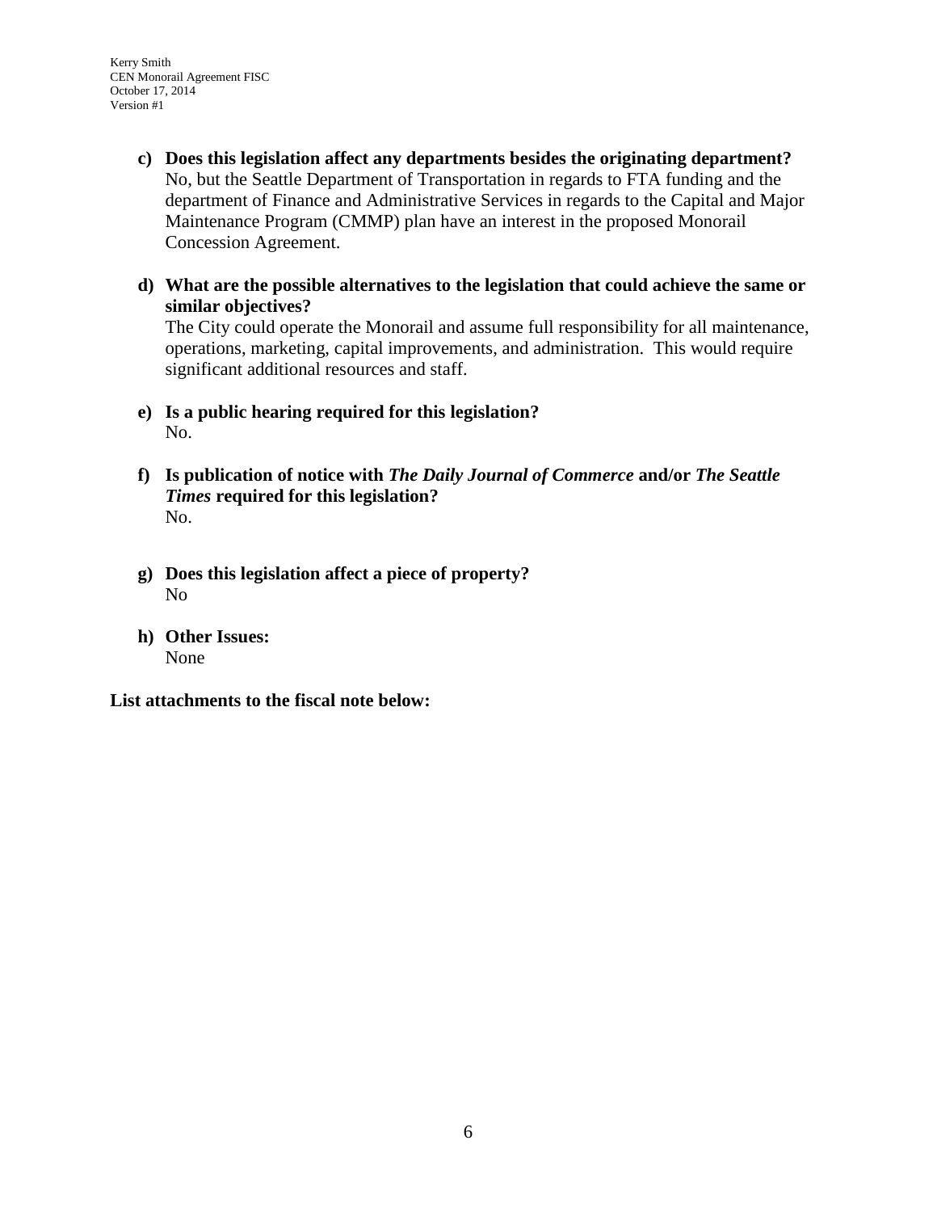**c) Does this legislation affect any departments besides the originating department?**
No, but the Seattle Department of Transportation in regards to FTA funding and the department of Finance and Administrative Services in regards to the Capital and Major Maintenance Program (CMMP) plan have an interest in the proposed Monorail Concession Agreement.

**d) What are the possible alternatives to the legislation that could achieve the same or similar objectives?**
The City could operate the Monorail and assume full responsibility for all maintenance, operations, marketing, capital improvements, and administration. This would require significant additional resources and staff.

**e) Is a public hearing required for this legislation?**
No.

**f) Is publication of notice with *The Daily Journal of Commerce* and/or *The Seattle Times* required for this legislation?**
No.

**g) Does this legislation affect a piece of property?**
No

**h) Other Issues:**
None

**List attachments to the fiscal note below:**